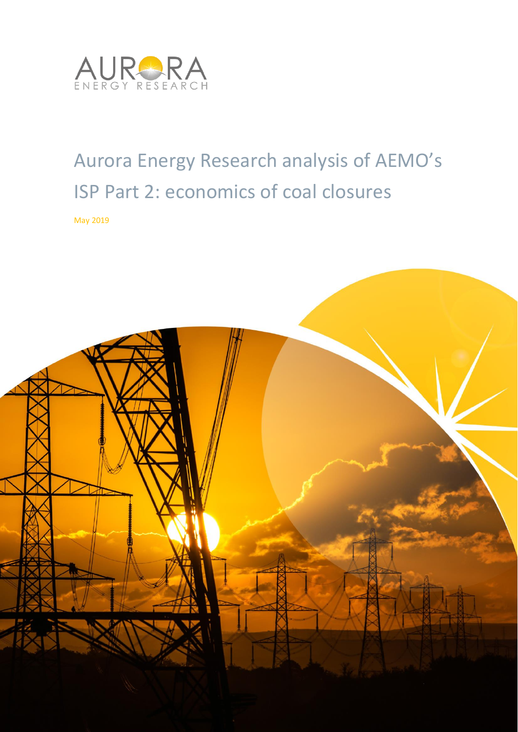AURORA ENERGY RESEARCH

# Aurora Energy Research analysis of AEMO's ISP Part 2: economics of coal closures

May 2019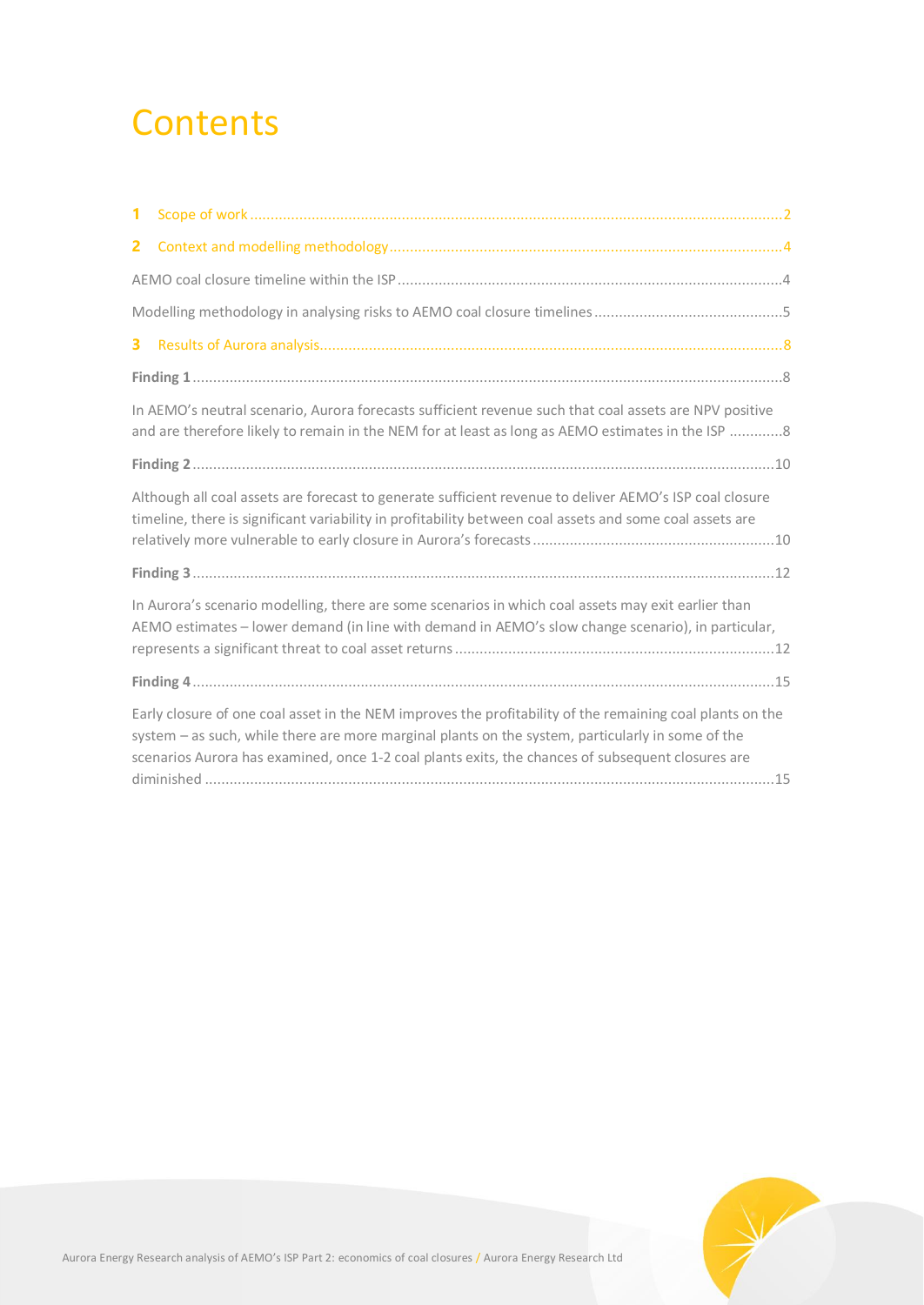# Contents

1 Scope of work ..... 2

2 Context and modelling methodology ..... 4

AEMO coal closure timeline within the ISP ..... 4

Modelling methodology in analysing risks to AEMO coal closure timelines ..... 5

3 Results of Aurora analysis ..... 8

**Finding 1** ..... 8

In AEMO's neutral scenario, Aurora forecasts sufficient revenue such that coal assets are NPV positive and are therefore likely to remain in the NEM for at least as long as AEMO estimates in the ISP ..... 8

**Finding 2** ..... 10

Although all coal assets are forecast to generate sufficient revenue to deliver AEMO's ISP coal closure timeline, there is significant variability in profitability between coal assets and some coal assets are relatively more vulnerable to early closure in Aurora's forecasts ..... 10

**Finding 3** ..... 12

In Aurora's scenario modelling, there are some scenarios in which coal assets may exit earlier than AEMO estimates – lower demand (in line with demand in AEMO's slow change scenario), in particular, represents a significant threat to coal asset returns ..... 12

**Finding 4** ..... 15

Early closure of one coal asset in the NEM improves the profitability of the remaining coal plants on the system – as such, while there are more marginal plants on the system, particularly in some of the scenarios Aurora has examined, once 1-2 coal plants exits, the chances of subsequent closures are diminished ..... 15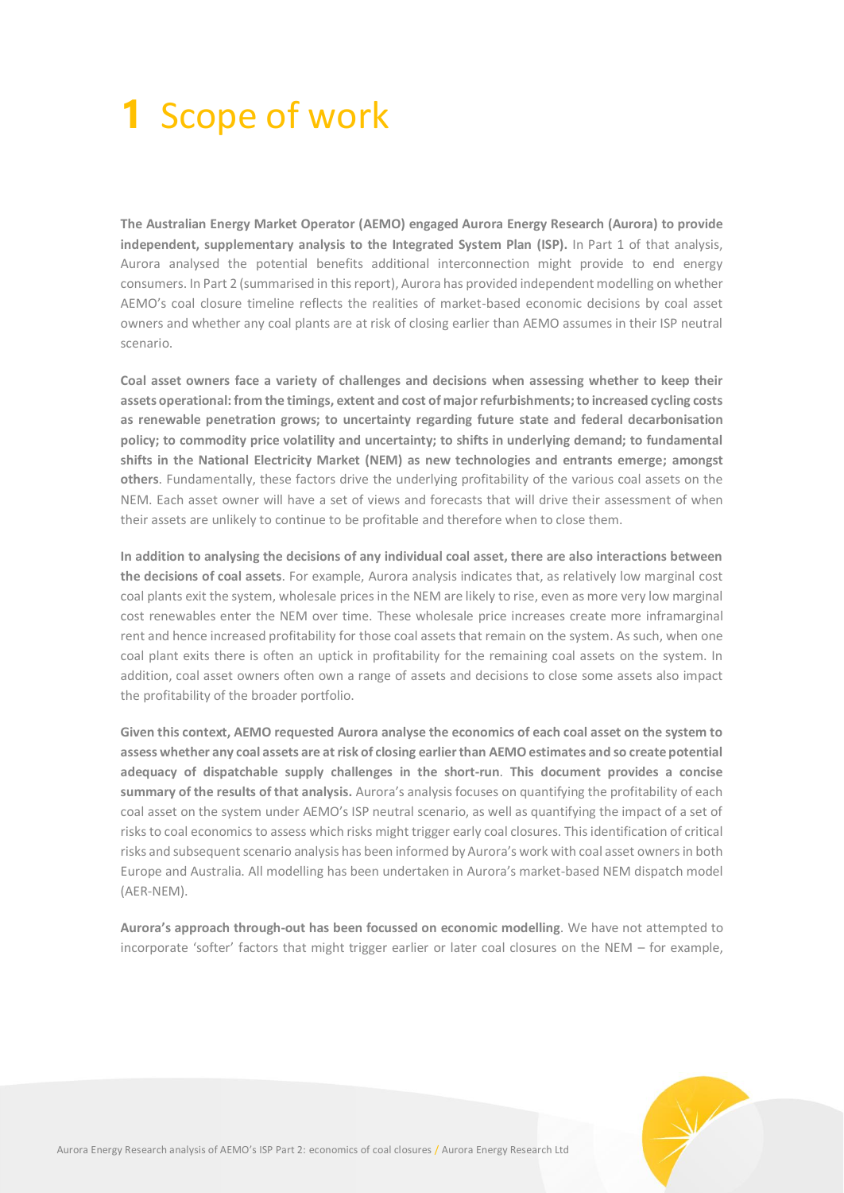# 1 Scope of work

**The Australian Energy Market Operator (AEMO) engaged Aurora Energy Research (Aurora) to provide independent, supplementary analysis to the Integrated System Plan (ISP).** In Part 1 of that analysis, Aurora analysed the potential benefits additional interconnection might provide to end energy consumers. In Part 2 (summarised in this report), Aurora has provided independent modelling on whether AEMO's coal closure timeline reflects the realities of market-based economic decisions by coal asset owners and whether any coal plants are at risk of closing earlier than AEMO assumes in their ISP neutral scenario.

**Coal asset owners face a variety of challenges and decisions when assessing whether to keep their assets operational: from the timings, extent and cost of major refurbishments; to increased cycling costs as renewable penetration grows; to uncertainty regarding future state and federal decarbonisation policy; to commodity price volatility and uncertainty; to shifts in underlying demand; to fundamental shifts in the National Electricity Market (NEM) as new technologies and entrants emerge; amongst others**. Fundamentally, these factors drive the underlying profitability of the various coal assets on the NEM. Each asset owner will have a set of views and forecasts that will drive their assessment of when their assets are unlikely to continue to be profitable and therefore when to close them.

**In addition to analysing the decisions of any individual coal asset, there are also interactions between the decisions of coal assets**. For example, Aurora analysis indicates that, as relatively low marginal cost coal plants exit the system, wholesale prices in the NEM are likely to rise, even as more very low marginal cost renewables enter the NEM over time. These wholesale price increases create more inframarginal rent and hence increased profitability for those coal assets that remain on the system. As such, when one coal plant exits there is often an uptick in profitability for the remaining coal assets on the system. In addition, coal asset owners often own a range of assets and decisions to close some assets also impact the profitability of the broader portfolio.

**Given this context, AEMO requested Aurora analyse the economics of each coal asset on the system to assess whether any coal assets are at risk of closing earlier than AEMO estimates and so create potential adequacy of dispatchable supply challenges in the short-run**. **This document provides a concise summary of the results of that analysis.** Aurora's analysis focuses on quantifying the profitability of each coal asset on the system under AEMO's ISP neutral scenario, as well as quantifying the impact of a set of risks to coal economics to assess which risks might trigger early coal closures. This identification of critical risks and subsequent scenario analysis has been informed by Aurora's work with coal asset owners in both Europe and Australia. All modelling has been undertaken in Aurora's market-based NEM dispatch model (AER-NEM).

**Aurora's approach through-out has been focussed on economic modelling**. We have not attempted to incorporate 'softer' factors that might trigger earlier or later coal closures on the NEM – for example,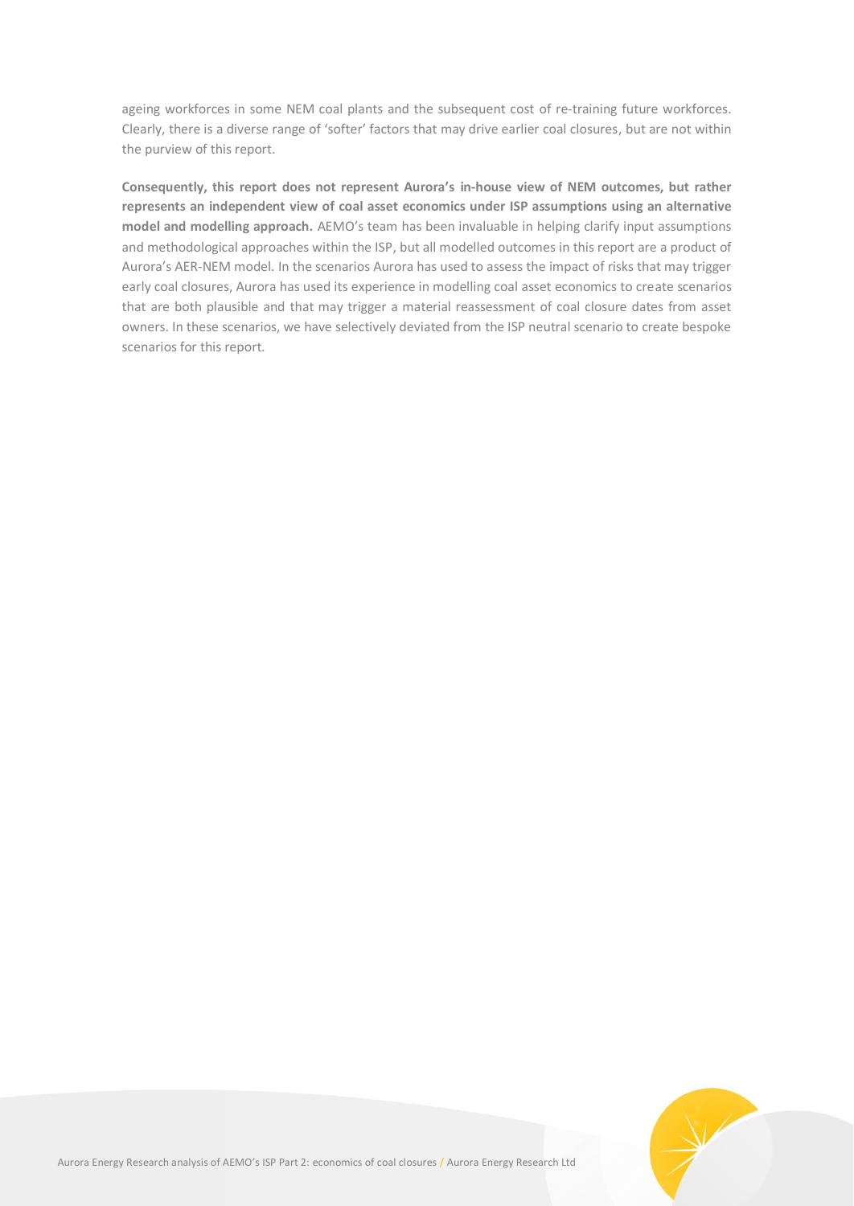ageing workforces in some NEM coal plants and the subsequent cost of re-training future workforces. Clearly, there is a diverse range of 'softer' factors that may drive earlier coal closures, but are not within the purview of this report.

**Consequently, this report does not represent Aurora's in-house view of NEM outcomes, but rather represents an independent view of coal asset economics under ISP assumptions using an alternative model and modelling approach.** AEMO's team has been invaluable in helping clarify input assumptions and methodological approaches within the ISP, but all modelled outcomes in this report are a product of Aurora's AER-NEM model. In the scenarios Aurora has used to assess the impact of risks that may trigger early coal closures, Aurora has used its experience in modelling coal asset economics to create scenarios that are both plausible and that may trigger a material reassessment of coal closure dates from asset owners. In these scenarios, we have selectively deviated from the ISP neutral scenario to create bespoke scenarios for this report.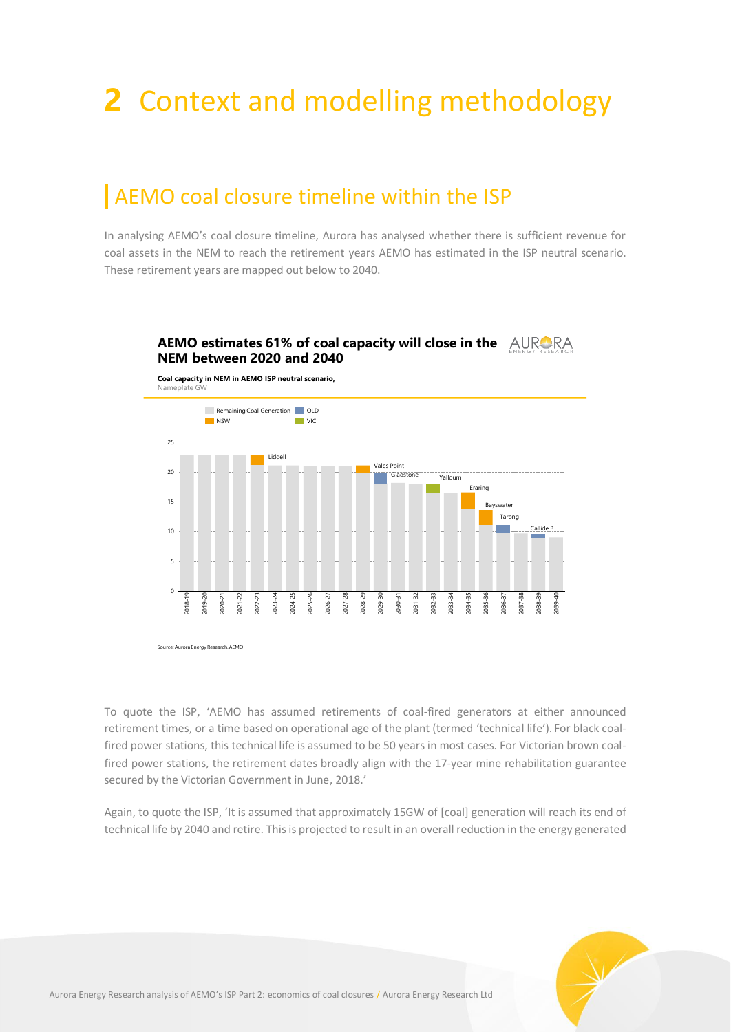# 2 Context and modelling methodology

## AEMO coal closure timeline within the ISP

In analysing AEMO's coal closure timeline, Aurora has analysed whether there is sufficient revenue for coal assets in the NEM to reach the retirement years AEMO has estimated in the ISP neutral scenario. These retirement years are mapped out below to 2040.

**AEMO estimates 61% of coal capacity will close in the NEM between 2020 and 2040**

**Coal capacity in NEM in AEMO ISP neutral scenario,**
Nameplate GW

Legend: Remaining Coal Generation, QLD, NSW, VIC

Closures labelled: Liddell (2022-23), Vales Point (2028-29), Gladstone (2029-30), Yallourn (2032-33), Eraring (2034-35), Bayswater (2035-36), Tarong (2036-37), Callide B (2038-39)

Source: Aurora Energy Research, AEMO

To quote the ISP, 'AEMO has assumed retirements of coal-fired generators at either announced retirement times, or a time based on operational age of the plant (termed 'technical life'). For black coal-fired power stations, this technical life is assumed to be 50 years in most cases. For Victorian brown coal-fired power stations, the retirement dates broadly align with the 17-year mine rehabilitation guarantee secured by the Victorian Government in June, 2018.'

Again, to quote the ISP, 'It is assumed that approximately 15GW of [coal] generation will reach its end of technical life by 2040 and retire. This is projected to result in an overall reduction in the energy generated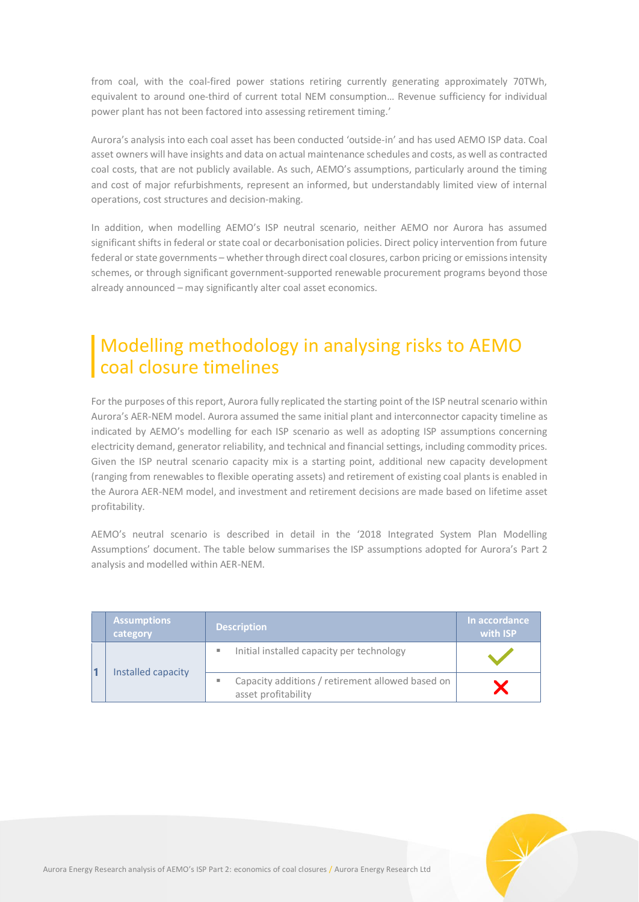from coal, with the coal-fired power stations retiring currently generating approximately 70TWh, equivalent to around one-third of current total NEM consumption… Revenue sufficiency for individual power plant has not been factored into assessing retirement timing.'

Aurora's analysis into each coal asset has been conducted 'outside-in' and has used AEMO ISP data. Coal asset owners will have insights and data on actual maintenance schedules and costs, as well as contracted coal costs, that are not publicly available. As such, AEMO's assumptions, particularly around the timing and cost of major refurbishments, represent an informed, but understandably limited view of internal operations, cost structures and decision-making.

In addition, when modelling AEMO's ISP neutral scenario, neither AEMO nor Aurora has assumed significant shifts in federal or state coal or decarbonisation policies. Direct policy intervention from future federal or state governments – whether through direct coal closures, carbon pricing or emissions intensity schemes, or through significant government-supported renewable procurement programs beyond those already announced – may significantly alter coal asset economics.

## Modelling methodology in analysing risks to AEMO coal closure timelines

For the purposes of this report, Aurora fully replicated the starting point of the ISP neutral scenario within Aurora's AER-NEM model. Aurora assumed the same initial plant and interconnector capacity timeline as indicated by AEMO's modelling for each ISP scenario as well as adopting ISP assumptions concerning electricity demand, generator reliability, and technical and financial settings, including commodity prices. Given the ISP neutral scenario capacity mix is a starting point, additional new capacity development (ranging from renewables to flexible operating assets) and retirement of existing coal plants is enabled in the Aurora AER-NEM model, and investment and retirement decisions are made based on lifetime asset profitability.

AEMO's neutral scenario is described in detail in the '2018 Integrated System Plan Modelling Assumptions' document. The table below summarises the ISP assumptions adopted for Aurora's Part 2 analysis and modelled within AER-NEM.

| | Assumptions category | Description | In accordance with ISP |
|---|---|---|---|
| 1 | Installed capacity | ▪ Initial installed capacity per technology | ✓ |
| | | ▪ Capacity additions / retirement allowed based on asset profitability | ✗ |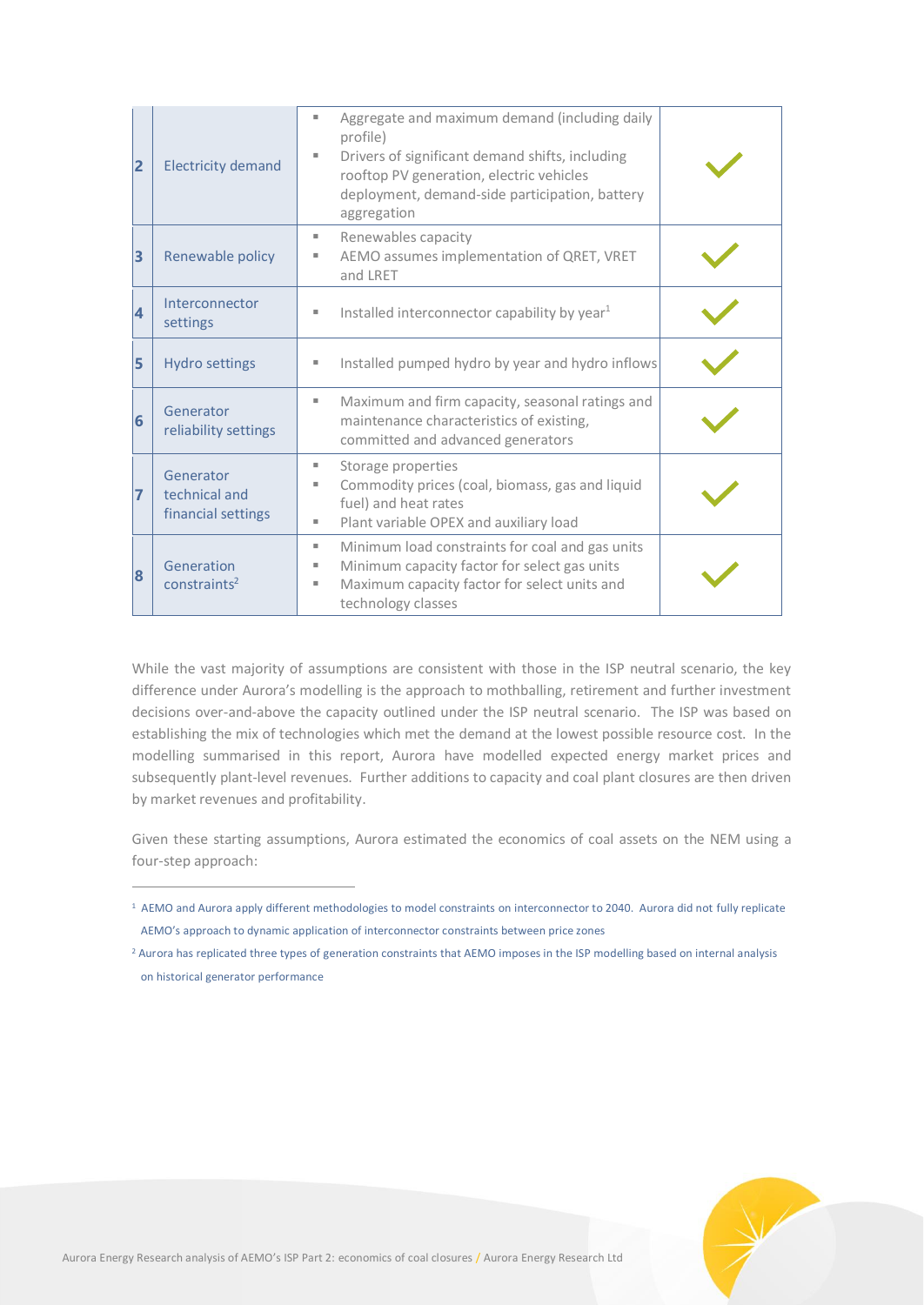| | | | |
|---|---|---|---|
| 2 | Electricity demand | ▪ Aggregate and maximum demand (including daily profile)<br>▪ Drivers of significant demand shifts, including rooftop PV generation, electric vehicles deployment, demand-side participation, battery aggregation | ✓ |
| 3 | Renewable policy | ▪ Renewables capacity<br>▪ AEMO assumes implementation of QRET, VRET and LRET | ✓ |
| 4 | Interconnector settings | ▪ Installed interconnector capability by year[1] | ✓ |
| 5 | Hydro settings | ▪ Installed pumped hydro by year and hydro inflows | ✓ |
| 6 | Generator reliability settings | ▪ Maximum and firm capacity, seasonal ratings and maintenance characteristics of existing, committed and advanced generators | ✓ |
| 7 | Generator technical and financial settings | ▪ Storage properties<br>▪ Commodity prices (coal, biomass, gas and liquid fuel) and heat rates<br>▪ Plant variable OPEX and auxiliary load | ✓ |
| 8 | Generation constraints[2] | ▪ Minimum load constraints for coal and gas units<br>▪ Minimum capacity factor for select gas units<br>▪ Maximum capacity factor for select units and technology classes | ✓ |

While the vast majority of assumptions are consistent with those in the ISP neutral scenario, the key difference under Aurora's modelling is the approach to mothballing, retirement and further investment decisions over-and-above the capacity outlined under the ISP neutral scenario. The ISP was based on establishing the mix of technologies which met the demand at the lowest possible resource cost. In the modelling summarised in this report, Aurora have modelled expected energy market prices and subsequently plant-level revenues. Further additions to capacity and coal plant closures are then driven by market revenues and profitability.

Given these starting assumptions, Aurora estimated the economics of coal assets on the NEM using a four-step approach:

---

[1] AEMO and Aurora apply different methodologies to model constraints on interconnector to 2040. Aurora did not fully replicate AEMO's approach to dynamic application of interconnector constraints between price zones

[2] Aurora has replicated three types of generation constraints that AEMO imposes in the ISP modelling based on internal analysis on historical generator performance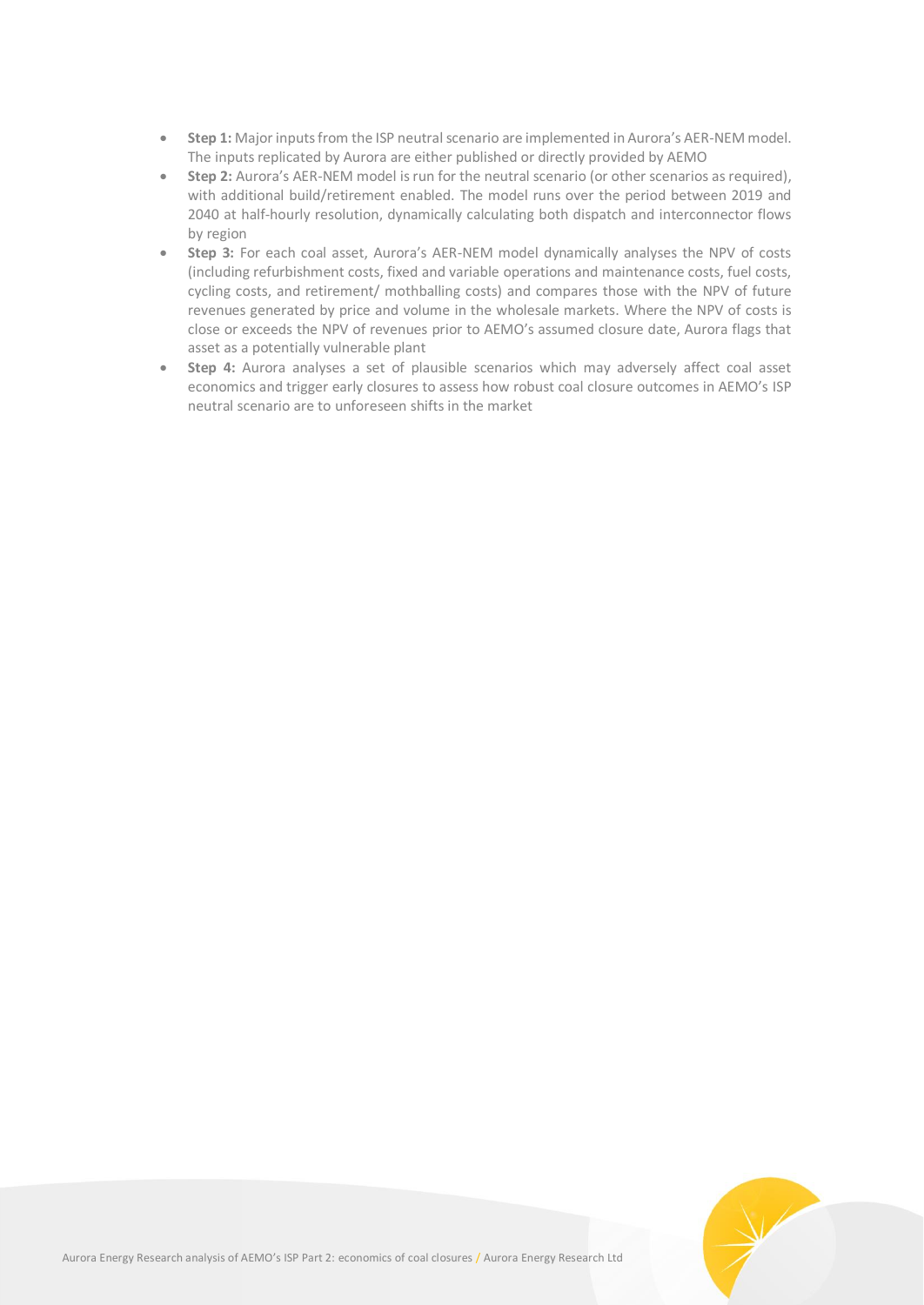- **Step 1:** Major inputs from the ISP neutral scenario are implemented in Aurora's AER-NEM model. The inputs replicated by Aurora are either published or directly provided by AEMO
- **Step 2:** Aurora's AER-NEM model is run for the neutral scenario (or other scenarios as required), with additional build/retirement enabled. The model runs over the period between 2019 and 2040 at half-hourly resolution, dynamically calculating both dispatch and interconnector flows by region
- **Step 3:** For each coal asset, Aurora's AER-NEM model dynamically analyses the NPV of costs (including refurbishment costs, fixed and variable operations and maintenance costs, fuel costs, cycling costs, and retirement/ mothballing costs) and compares those with the NPV of future revenues generated by price and volume in the wholesale markets. Where the NPV of costs is close or exceeds the NPV of revenues prior to AEMO's assumed closure date, Aurora flags that asset as a potentially vulnerable plant
- **Step 4:** Aurora analyses a set of plausible scenarios which may adversely affect coal asset economics and trigger early closures to assess how robust coal closure outcomes in AEMO's ISP neutral scenario are to unforeseen shifts in the market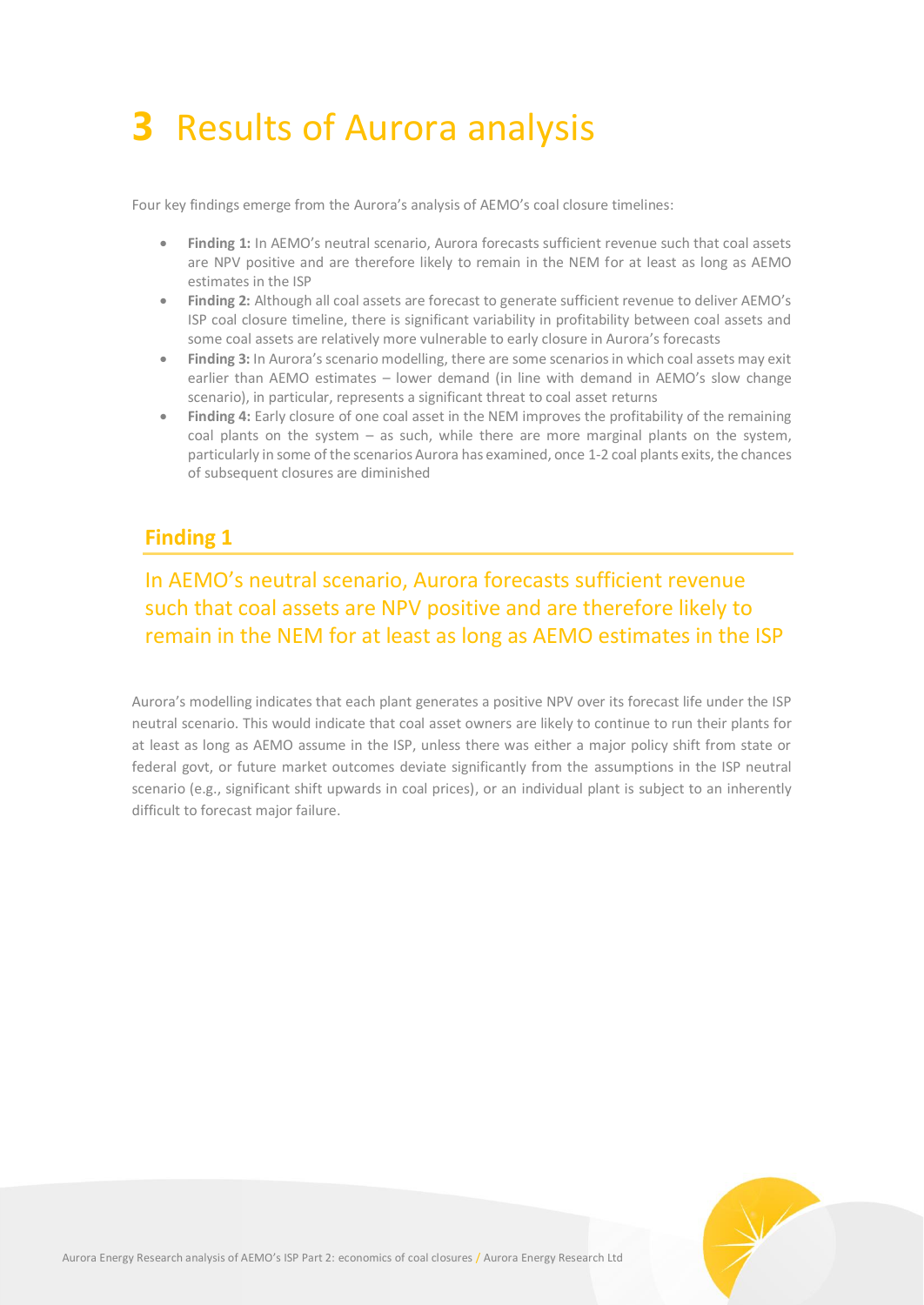# 3 Results of Aurora analysis

Four key findings emerge from the Aurora's analysis of AEMO's coal closure timelines:

- **Finding 1:** In AEMO's neutral scenario, Aurora forecasts sufficient revenue such that coal assets are NPV positive and are therefore likely to remain in the NEM for at least as long as AEMO estimates in the ISP
- **Finding 2:** Although all coal assets are forecast to generate sufficient revenue to deliver AEMO's ISP coal closure timeline, there is significant variability in profitability between coal assets and some coal assets are relatively more vulnerable to early closure in Aurora's forecasts
- **Finding 3:** In Aurora's scenario modelling, there are some scenarios in which coal assets may exit earlier than AEMO estimates – lower demand (in line with demand in AEMO's slow change scenario), in particular, represents a significant threat to coal asset returns
- **Finding 4:** Early closure of one coal asset in the NEM improves the profitability of the remaining coal plants on the system – as such, while there are more marginal plants on the system, particularly in some of the scenarios Aurora has examined, once 1-2 coal plants exits, the chances of subsequent closures are diminished

## Finding 1

### In AEMO's neutral scenario, Aurora forecasts sufficient revenue such that coal assets are NPV positive and are therefore likely to remain in the NEM for at least as long as AEMO estimates in the ISP

Aurora's modelling indicates that each plant generates a positive NPV over its forecast life under the ISP neutral scenario. This would indicate that coal asset owners are likely to continue to run their plants for at least as long as AEMO assume in the ISP, unless there was either a major policy shift from state or federal govt, or future market outcomes deviate significantly from the assumptions in the ISP neutral scenario (e.g., significant shift upwards in coal prices), or an individual plant is subject to an inherently difficult to forecast major failure.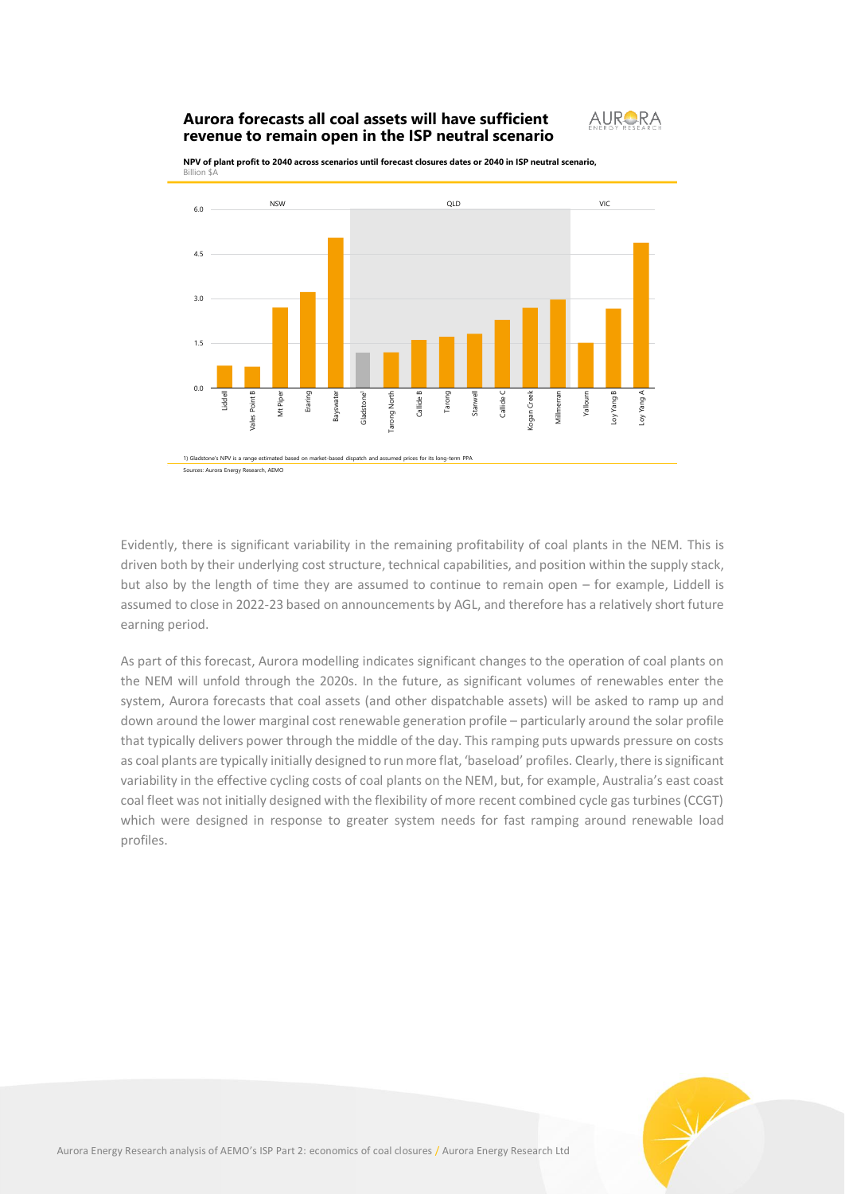**Aurora forecasts all coal assets will have sufficient revenue to remain open in the ISP neutral scenario**

**NPV of plant profit to 2040 across scenarios until forecast closures dates or 2040 in ISP neutral scenario,**
Billion $A

| Region | Plant | NPV (Billion $A, approx.) |
|---|---|---|
| NSW | Liddell | 0.7 |
| NSW | Vales Point B | 0.7 |
| NSW | Mt Piper | 2.7 |
| NSW | Eraring | 3.2 |
| NSW | Bayswater | 5.1 |
| QLD | Gladstone[1] | 1.2 |
| QLD | Tarong North | 1.2 |
| QLD | Callide B | 1.6 |
| QLD | Tarong | 1.7 |
| QLD | Stanwell | 1.8 |
| QLD | Callide C | 2.3 |
| QLD | Kogan Creek | 2.7 |
| QLD | Millmerran | 3.0 |
| VIC | Yallourn | 1.5 |
| VIC | Loy Yang B | 2.7 |
| VIC | Loy Yang A | 4.9 |

1) Gladstone's NPV is a range estimated based on market-based dispatch and assumed prices for its long-term PPA

Sources: Aurora Energy Research, AEMO

Evidently, there is significant variability in the remaining profitability of coal plants in the NEM. This is driven both by their underlying cost structure, technical capabilities, and position within the supply stack, but also by the length of time they are assumed to continue to remain open – for example, Liddell is assumed to close in 2022-23 based on announcements by AGL, and therefore has a relatively short future earning period.

As part of this forecast, Aurora modelling indicates significant changes to the operation of coal plants on the NEM will unfold through the 2020s. In the future, as significant volumes of renewables enter the system, Aurora forecasts that coal assets (and other dispatchable assets) will be asked to ramp up and down around the lower marginal cost renewable generation profile – particularly around the solar profile that typically delivers power through the middle of the day. This ramping puts upwards pressure on costs as coal plants are typically initially designed to run more flat, 'baseload' profiles. Clearly, there is significant variability in the effective cycling costs of coal plants on the NEM, but, for example, Australia's east coast coal fleet was not initially designed with the flexibility of more recent combined cycle gas turbines (CCGT) which were designed in response to greater system needs for fast ramping around renewable load profiles.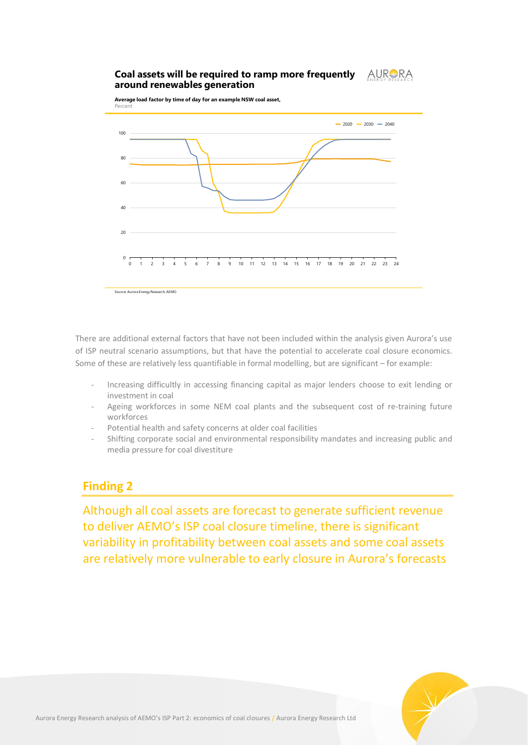**Coal assets will be required to ramp more frequently around renewables generation**

**Average load factor by time of day for an example NSW coal asset,**
Percent

Source: Aurora Energy Research, AEMO

There are additional external factors that have not been included within the analysis given Aurora's use of ISP neutral scenario assumptions, but that have the potential to accelerate coal closure economics. Some of these are relatively less quantifiable in formal modelling, but are significant – for example:

- Increasing difficultly in accessing financing capital as major lenders choose to exit lending or investment in coal
- Ageing workforces in some NEM coal plants and the subsequent cost of re-training future workforces
- Potential health and safety concerns at older coal facilities
- Shifting corporate social and environmental responsibility mandates and increasing public and media pressure for coal divestiture

## Finding 2

Although all coal assets are forecast to generate sufficient revenue to deliver AEMO's ISP coal closure timeline, there is significant variability in profitability between coal assets and some coal assets are relatively more vulnerable to early closure in Aurora's forecasts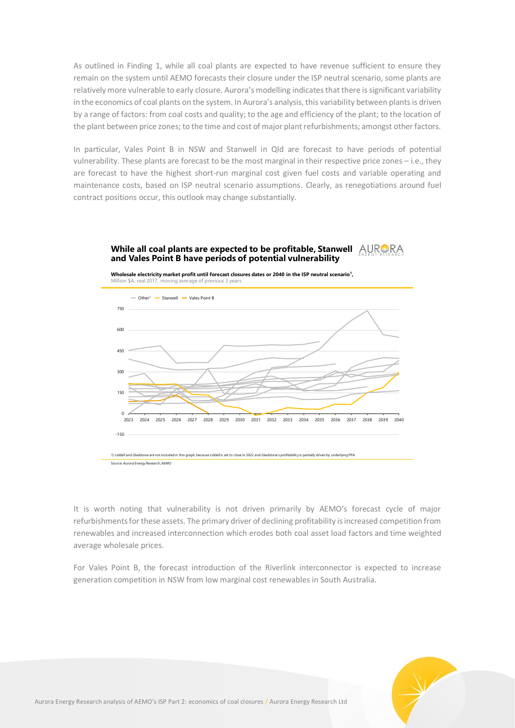As outlined in Finding 1, while all coal plants are expected to have revenue sufficient to ensure they remain on the system until AEMO forecasts their closure under the ISP neutral scenario, some plants are relatively more vulnerable to early closure. Aurora's modelling indicates that there is significant variability in the economics of coal plants on the system. In Aurora's analysis, this variability between plants is driven by a range of factors: from coal costs and quality; to the age and efficiency of the plant; to the location of the plant between price zones; to the time and cost of major plant refurbishments; amongst other factors.

In particular, Vales Point B in NSW and Stanwell in Qld are forecast to have periods of potential vulnerability. These plants are forecast to be the most marginal in their respective price zones – i.e., they are forecast to have the highest short-run marginal cost given fuel costs and variable operating and maintenance costs, based on ISP neutral scenario assumptions. Clearly, as renegotiations around fuel contract positions occur, this outlook may change substantially.

**While all coal plants are expected to be profitable, Stanwell and Vales Point B have periods of potential vulnerability**

**Wholesale electricity market profit until forecast closures dates or 2040 in the ISP neutral scenario[1],**
Million $A, real 2017, moving average of previous 3 years

— Other[1] — Stanwell — Vales Point B

1) Liddell and Gladstone are not included in this graph, because Liddell is set to close in 2022 and Gladstone's profitability is partially driven by underlying PPA

Source: Aurora Energy Research, AEMO

It is worth noting that vulnerability is not driven primarily by AEMO's forecast cycle of major refurbishments for these assets. The primary driver of declining profitability is increased competition from renewables and increased interconnection which erodes both coal asset load factors and time weighted average wholesale prices.

For Vales Point B, the forecast introduction of the Riverlink interconnector is expected to increase generation competition in NSW from low marginal cost renewables in South Australia.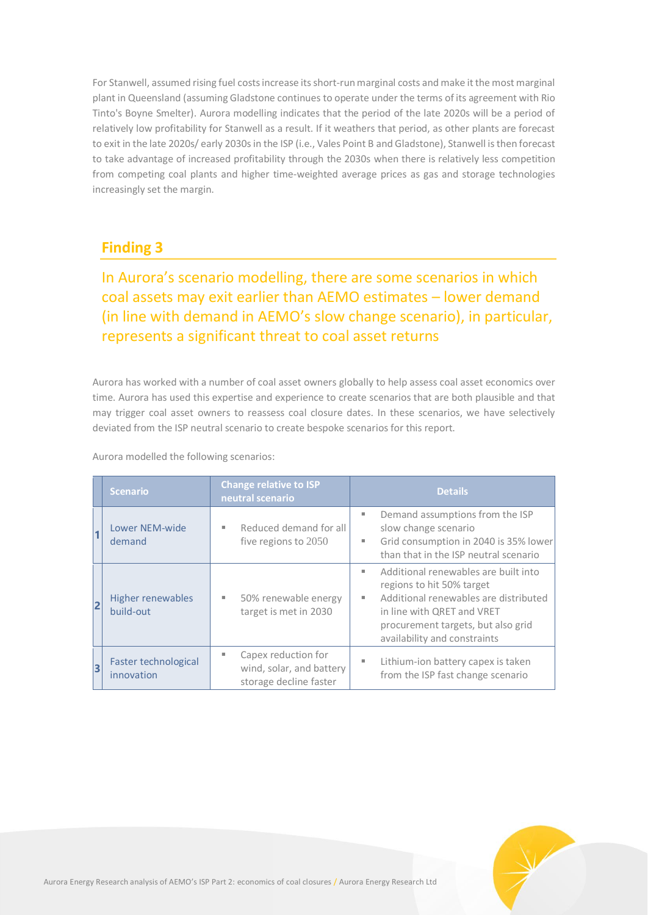For Stanwell, assumed rising fuel costs increase its short-run marginal costs and make it the most marginal plant in Queensland (assuming Gladstone continues to operate under the terms of its agreement with Rio Tinto's Boyne Smelter). Aurora modelling indicates that the period of the late 2020s will be a period of relatively low profitability for Stanwell as a result. If it weathers that period, as other plants are forecast to exit in the late 2020s/ early 2030s in the ISP (i.e., Vales Point B and Gladstone), Stanwell is then forecast to take advantage of increased profitability through the 2030s when there is relatively less competition from competing coal plants and higher time-weighted average prices as gas and storage technologies increasingly set the margin.

## Finding 3

### In Aurora's scenario modelling, there are some scenarios in which coal assets may exit earlier than AEMO estimates – lower demand (in line with demand in AEMO's slow change scenario), in particular, represents a significant threat to coal asset returns

Aurora has worked with a number of coal asset owners globally to help assess coal asset economics over time. Aurora has used this expertise and experience to create scenarios that are both plausible and that may trigger coal asset owners to reassess coal closure dates. In these scenarios, we have selectively deviated from the ISP neutral scenario to create bespoke scenarios for this report.

Aurora modelled the following scenarios:

| | Scenario | Change relative to ISP neutral scenario | Details |
|---|---|---|---|
| 1 | Lower NEM-wide demand | • Reduced demand for all five regions to 2050 | • Demand assumptions from the ISP slow change scenario<br>• Grid consumption in 2040 is 35% lower than that in the ISP neutral scenario |
| 2 | Higher renewables build-out | • 50% renewable energy target is met in 2030 | • Additional renewables are built into regions to hit 50% target<br>• Additional renewables are distributed in line with QRET and VRET procurement targets, but also grid availability and constraints |
| 3 | Faster technological innovation | • Capex reduction for wind, solar, and battery storage decline faster | • Lithium-ion battery capex is taken from the ISP fast change scenario |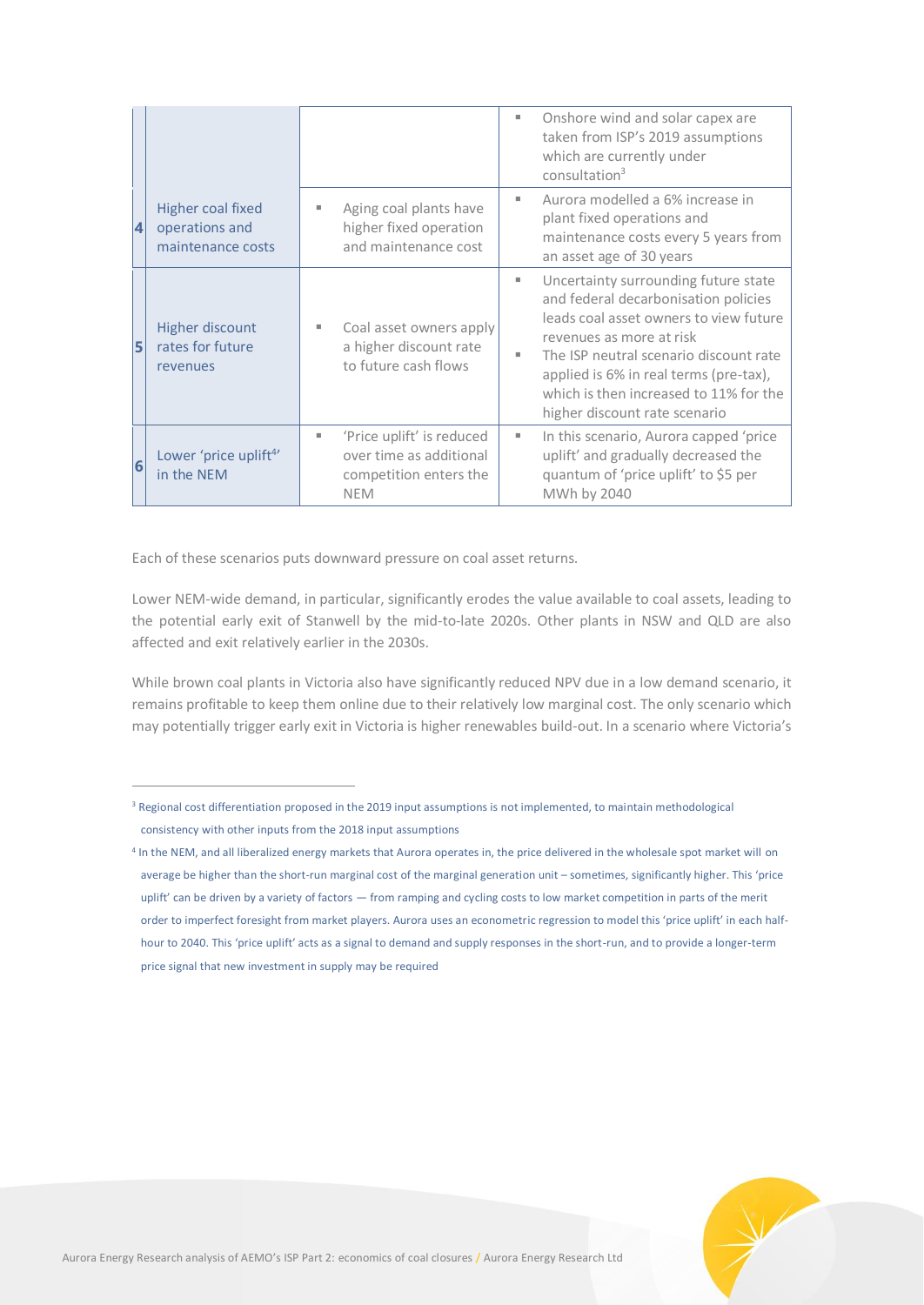| | | | |
|---|---|---|---|
| | | | Onshore wind and solar capex are taken from ISP's 2019 assumptions which are currently under consultation[3] |
| 4 | Higher coal fixed operations and maintenance costs | Aging coal plants have higher fixed operation and maintenance cost | Aurora modelled a 6% increase in plant fixed operations and maintenance costs every 5 years from an asset age of 30 years |
| 5 | Higher discount rates for future revenues | Coal asset owners apply a higher discount rate to future cash flows | Uncertainty surrounding future state and federal decarbonisation policies leads coal asset owners to view future revenues as more at risk<br>The ISP neutral scenario discount rate applied is 6% in real terms (pre-tax), which is then increased to 11% for the higher discount rate scenario |
| 6 | Lower 'price uplift[4]' in the NEM | 'Price uplift' is reduced over time as additional competition enters the NEM | In this scenario, Aurora capped 'price uplift' and gradually decreased the quantum of 'price uplift' to $5 per MWh by 2040 |

Each of these scenarios puts downward pressure on coal asset returns.

Lower NEM-wide demand, in particular, significantly erodes the value available to coal assets, leading to the potential early exit of Stanwell by the mid-to-late 2020s. Other plants in NSW and QLD are also affected and exit relatively earlier in the 2030s.

While brown coal plants in Victoria also have significantly reduced NPV due in a low demand scenario, it remains profitable to keep them online due to their relatively low marginal cost. The only scenario which may potentially trigger early exit in Victoria is higher renewables build-out. In a scenario where Victoria's

---

[3] Regional cost differentiation proposed in the 2019 input assumptions is not implemented, to maintain methodological consistency with other inputs from the 2018 input assumptions

[4] In the NEM, and all liberalized energy markets that Aurora operates in, the price delivered in the wholesale spot market will on average be higher than the short-run marginal cost of the marginal generation unit – sometimes, significantly higher. This 'price uplift' can be driven by a variety of factors — from ramping and cycling costs to low market competition in parts of the merit order to imperfect foresight from market players. Aurora uses an econometric regression to model this 'price uplift' in each half-hour to 2040. This 'price uplift' acts as a signal to demand and supply responses in the short-run, and to provide a longer-term price signal that new investment in supply may be required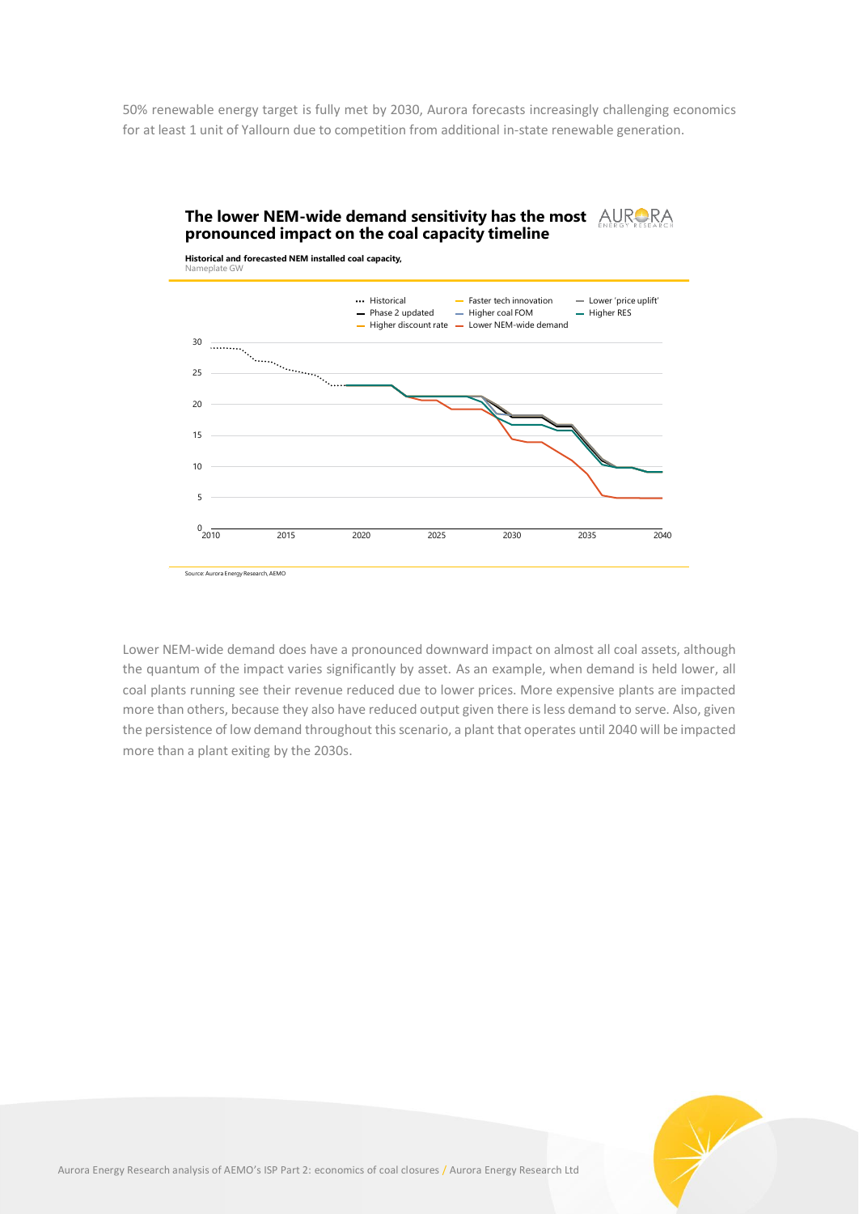50% renewable energy target is fully met by 2030, Aurora forecasts increasingly challenging economics for at least 1 unit of Yallourn due to competition from additional in-state renewable generation.

**The lower NEM-wide demand sensitivity has the most pronounced impact on the coal capacity timeline**

**Historical and forecasted NEM installed coal capacity,**
Nameplate GW

Source: Aurora Energy Research, AEMO

Lower NEM-wide demand does have a pronounced downward impact on almost all coal assets, although the quantum of the impact varies significantly by asset. As an example, when demand is held lower, all coal plants running see their revenue reduced due to lower prices. More expensive plants are impacted more than others, because they also have reduced output given there is less demand to serve. Also, given the persistence of low demand throughout this scenario, a plant that operates until 2040 will be impacted more than a plant exiting by the 2030s.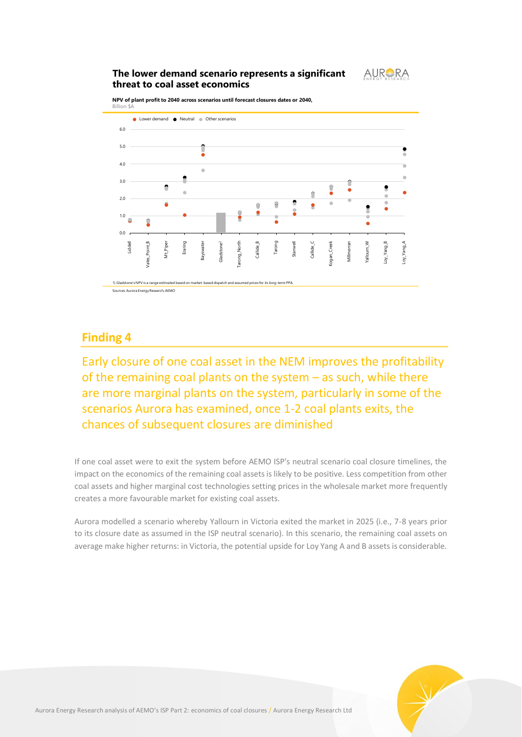**The lower demand scenario represents a significant threat to coal asset economics**

**NPV of plant profit to 2040 across scenarios until forecast closures dates or 2040,**
Billion $A

1) Gladstone's NPV is a range estimated based on market-based dispatch and assumed prices for its long-term PPA.

Sources: Aurora Energy Research, AEMO

## Finding 4

Early closure of one coal asset in the NEM improves the profitability of the remaining coal plants on the system – as such, while there are more marginal plants on the system, particularly in some of the scenarios Aurora has examined, once 1-2 coal plants exits, the chances of subsequent closures are diminished

If one coal asset were to exit the system before AEMO ISP's neutral scenario coal closure timelines, the impact on the economics of the remaining coal assets is likely to be positive. Less competition from other coal assets and higher marginal cost technologies setting prices in the wholesale market more frequently creates a more favourable market for existing coal assets.

Aurora modelled a scenario whereby Yallourn in Victoria exited the market in 2025 (i.e., 7-8 years prior to its closure date as assumed in the ISP neutral scenario). In this scenario, the remaining coal assets on average make higher returns: in Victoria, the potential upside for Loy Yang A and B assets is considerable.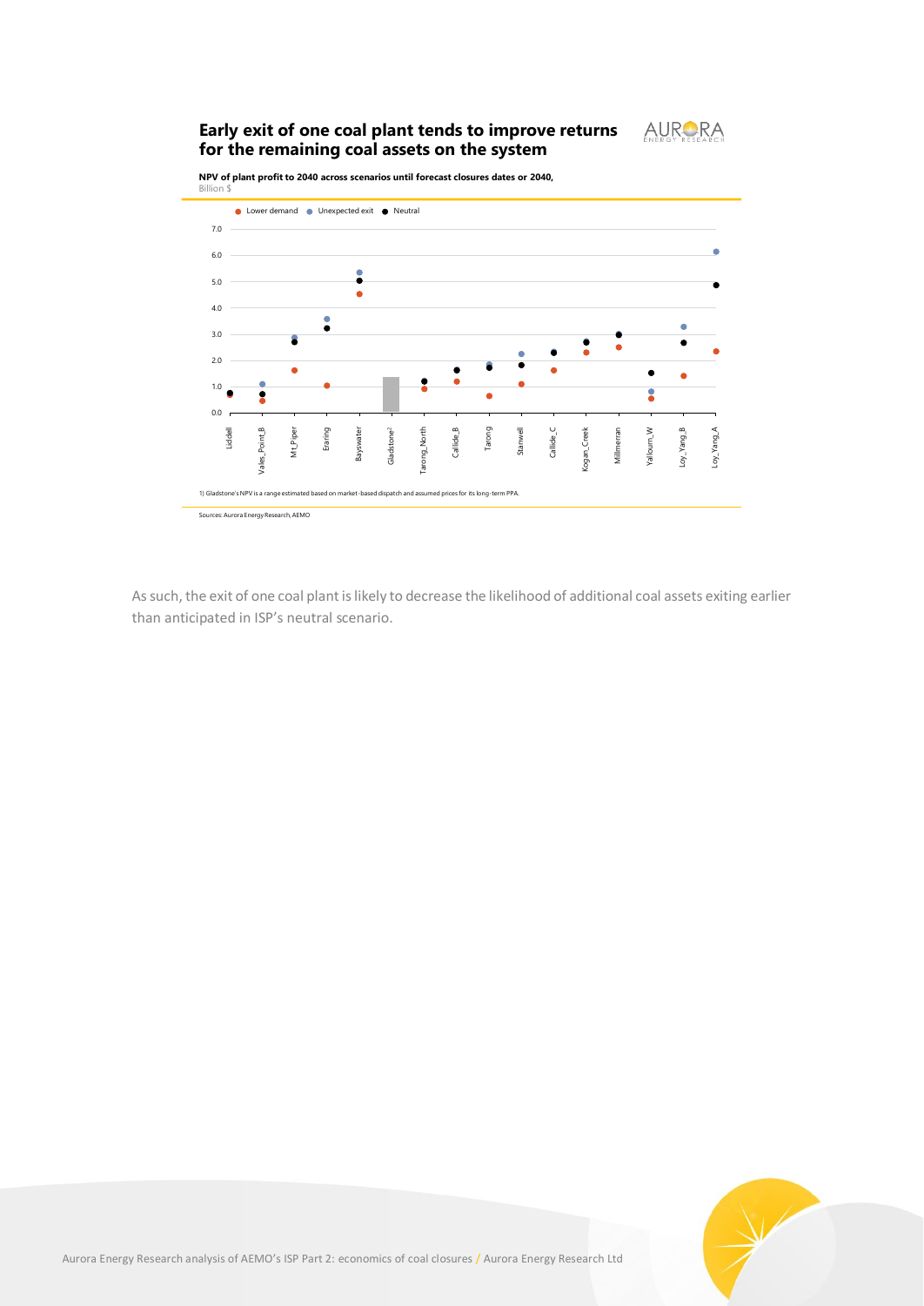## Early exit of one coal plant tends to improve returns for the remaining coal assets on the system

**NPV of plant profit to 2040 across scenarios until forecast closures dates or 2040,**
Billion $

1) Gladstone's NPV is a range estimated based on market-based dispatch and assumed prices for its long-term PPA.

Sources: Aurora Energy Research, AEMO

As such, the exit of one coal plant is likely to decrease the likelihood of additional coal assets exiting earlier than anticipated in ISP's neutral scenario.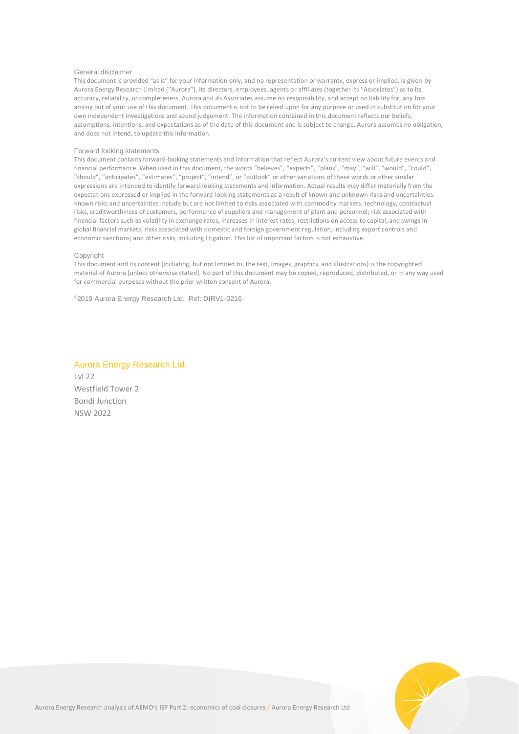General disclaimer

This document is provided "as is" for your information only, and no representation or warranty, express or implied, is given by Aurora Energy Research Limited ("Aurora"), its directors, employees, agents or affiliates (together its "Associates") as to its accuracy, reliability, or completeness. Aurora and its Associates assume no responsibility, and accept no liability for, any loss arising out of your use of this document. This document is not to be relied upon for any purpose or used in substitution for your own independent investigations and sound judgement. The information contained in this document reflects our beliefs, assumptions, intentions, and expectations as of the date of this document and is subject to change. Aurora assumes no obligation, and does not intend, to update this information.

Forward looking statements

This document contains forward-looking statements and information that reflect Aurora's current view about future events and financial performance. When used in this document, the words "believes", "expects", "plans", "may", "will", "would", "could", "should", "anticipates", "estimates", "project", "intend", or "outlook" or other variations of these words or other similar expressions are intended to identify forward-looking statements and information. Actual results may differ materially from the expectations expressed or implied in the forward-looking statements as a result of known and unknown risks and uncertainties. Known risks and uncertainties include but are not limited to risks associated with commodity markets, technology, contractual risks, creditworthiness of customers, performance of suppliers and management of plant and personnel; risk associated with financial factors such as volatility in exchange rates, increases in interest rates, restrictions on access to capital, and swings in global financial markets; risks associated with domestic and foreign government regulation, including export controls and economic sanctions; and other risks, including litigation. This list of important factors is not exhaustive.

Copyright

This document and its content (including, but not limited to, the text, images, graphics, and illustrations) is the copyrighted material of Aurora [unless otherwise stated]. No part of this document may be copied, reproduced, distributed, or in any way used for commercial purposes without the prior written consent of Aurora.

©2019 Aurora Energy Research Ltd. Ref: DIRV1-0216

Aurora Energy Research Ltd.
Lvl 22
Westfield Tower 2
Bondi Junction
NSW 2022